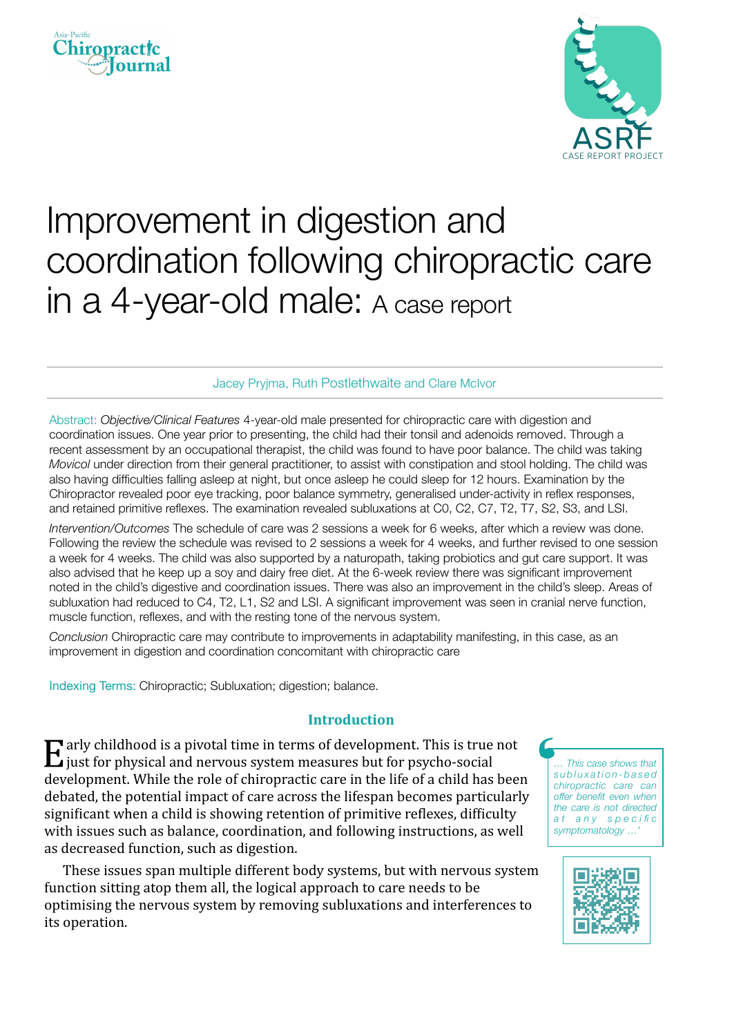# Improvement in digestion and coordination following chiropractic care in a 4-year-old male: A case report

Jacey Pryjma, Ruth Postlethwaite and Clare McIvor

Abstract: *Objective/Clinical Features* 4-year-old male presented for chiropractic care with digestion and coordination issues. One year prior to presenting, the child had their tonsil and adenoids removed. Through a recent assessment by an occupational therapist, the child was found to have poor balance. The child was taking *Movicol* under direction from their general practitioner, to assist with constipation and stool holding. The child was also having difficulties falling asleep at night, but once asleep he could sleep for 12 hours. Examination by the Chiropractor revealed poor eye tracking, poor balance symmetry, generalised under-activity in reflex responses, and retained primitive reflexes. The examination revealed subluxations at C0, C2, C7, T2, T7, S2, S3, and LSI.

*Intervention/Outcomes* The schedule of care was 2 sessions a week for 6 weeks, after which a review was done. Following the review the schedule was revised to 2 sessions a week for 4 weeks, and further revised to one session a week for 4 weeks. The child was also supported by a naturopath, taking probiotics and gut care support. It was also advised that he keep up a soy and dairy free diet. At the 6-week review there was significant improvement noted in the child's digestive and coordination issues. There was also an improvement in the child's sleep. Areas of subluxation had reduced to C4, T2, L1, S2 and LSI. A significant improvement was seen in cranial nerve function, muscle function, reflexes, and with the resting tone of the nervous system.

*Conclusion* Chiropractic care may contribute to improvements in adaptability manifesting, in this case, as an improvement in digestion and coordination concomitant with chiropractic care

Indexing Terms: Chiropractic; Subluxation; digestion; balance.

## Introduction

Early childhood is a pivotal time in terms of development. This is true not just for physical and nervous system measures but for psycho-social development. While the role of chiropractic care in the life of a child has been debated, the potential impact of care across the lifespan becomes particularly significant when a child is showing retention of primitive reflexes, difficulty with issues such as balance, coordination, and following instructions, as well as decreased function, such as digestion.

> *… This case shows that subluxation-based chiropractic care can offer benefit even when the care is not directed at any specific symptomatology …'*

These issues span multiple different body systems, but with nervous system function sitting atop them all, the logical approach to care needs to be optimising the nervous system by removing subluxations and interferences to its operation.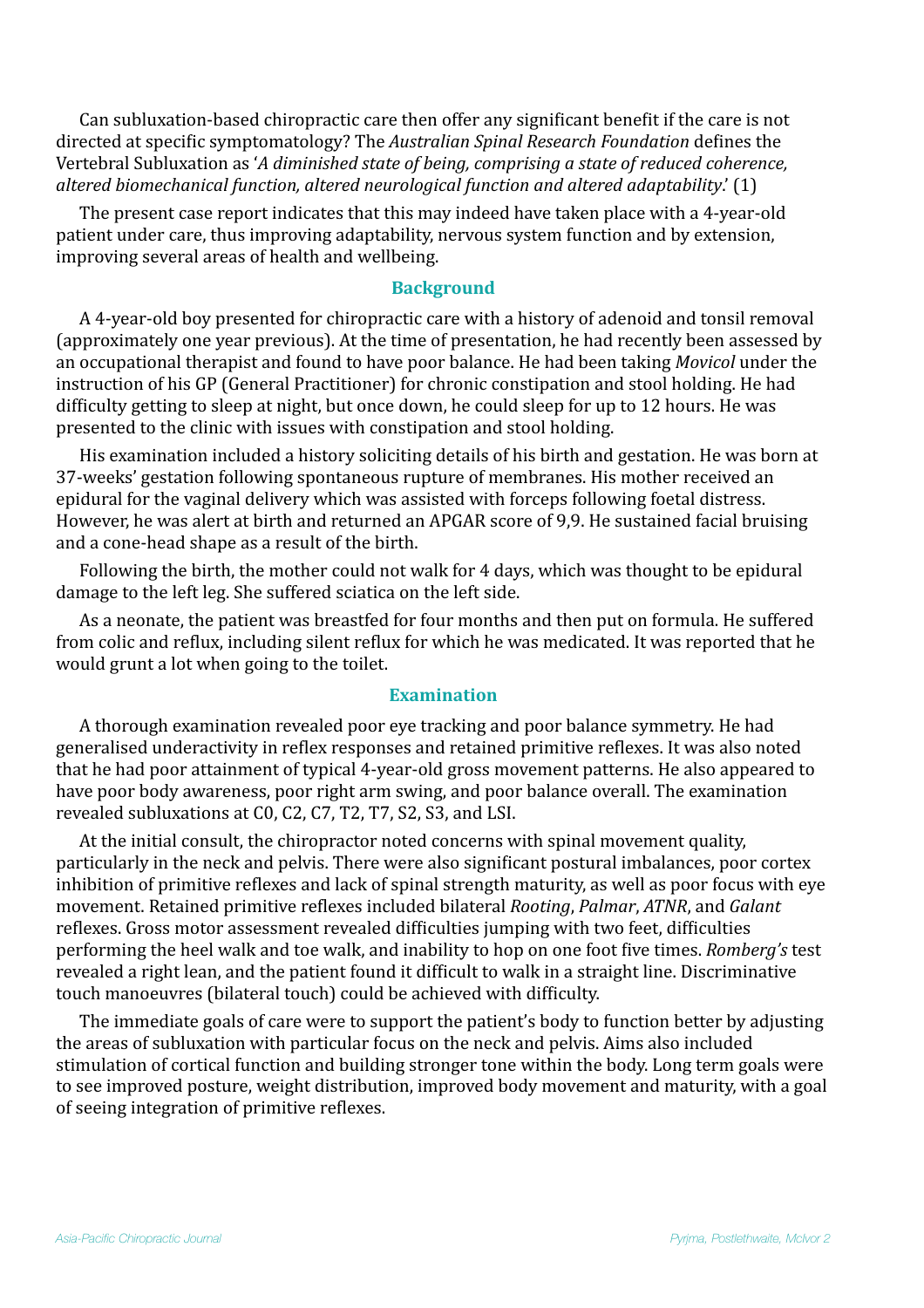Can subluxation-based chiropractic care then offer any significant benefit if the care is not directed at specific symptomatology? The *Australian Spinal Research Foundation* defines the Vertebral Subluxation as '*A diminished state of being, comprising a state of reduced coherence, altered biomechanical function, altered neurological function and altered adaptability*.' (1)

The present case report indicates that this may indeed have taken place with a 4-year-old patient under care, thus improving adaptability, nervous system function and by extension, improving several areas of health and wellbeing.

## Background

A 4-year-old boy presented for chiropractic care with a history of adenoid and tonsil removal (approximately one year previous). At the time of presentation, he had recently been assessed by an occupational therapist and found to have poor balance. He had been taking *Movicol* under the instruction of his GP (General Practitioner) for chronic constipation and stool holding. He had difficulty getting to sleep at night, but once down, he could sleep for up to 12 hours. He was presented to the clinic with issues with constipation and stool holding.

His examination included a history soliciting details of his birth and gestation. He was born at 37-weeks' gestation following spontaneous rupture of membranes. His mother received an epidural for the vaginal delivery which was assisted with forceps following foetal distress. However, he was alert at birth and returned an APGAR score of 9,9. He sustained facial bruising and a cone-head shape as a result of the birth.

Following the birth, the mother could not walk for 4 days, which was thought to be epidural damage to the left leg. She suffered sciatica on the left side.

As a neonate, the patient was breastfed for four months and then put on formula. He suffered from colic and reflux, including silent reflux for which he was medicated. It was reported that he would grunt a lot when going to the toilet.

## Examination

A thorough examination revealed poor eye tracking and poor balance symmetry. He had generalised underactivity in reflex responses and retained primitive reflexes. It was also noted that he had poor attainment of typical 4-year-old gross movement patterns. He also appeared to have poor body awareness, poor right arm swing, and poor balance overall. The examination revealed subluxations at C0, C2, C7, T2, T7, S2, S3, and LSI.

At the initial consult, the chiropractor noted concerns with spinal movement quality, particularly in the neck and pelvis. There were also significant postural imbalances, poor cortex inhibition of primitive reflexes and lack of spinal strength maturity, as well as poor focus with eye movement. Retained primitive reflexes included bilateral *Rooting*, *Palmar*, *ATNR*, and *Galant* reflexes. Gross motor assessment revealed difficulties jumping with two feet, difficulties performing the heel walk and toe walk, and inability to hop on one foot five times. *Romberg's* test revealed a right lean, and the patient found it difficult to walk in a straight line. Discriminative touch manoeuvres (bilateral touch) could be achieved with difficulty.

The immediate goals of care were to support the patient's body to function better by adjusting the areas of subluxation with particular focus on the neck and pelvis. Aims also included stimulation of cortical function and building stronger tone within the body. Long term goals were to see improved posture, weight distribution, improved body movement and maturity, with a goal of seeing integration of primitive reflexes.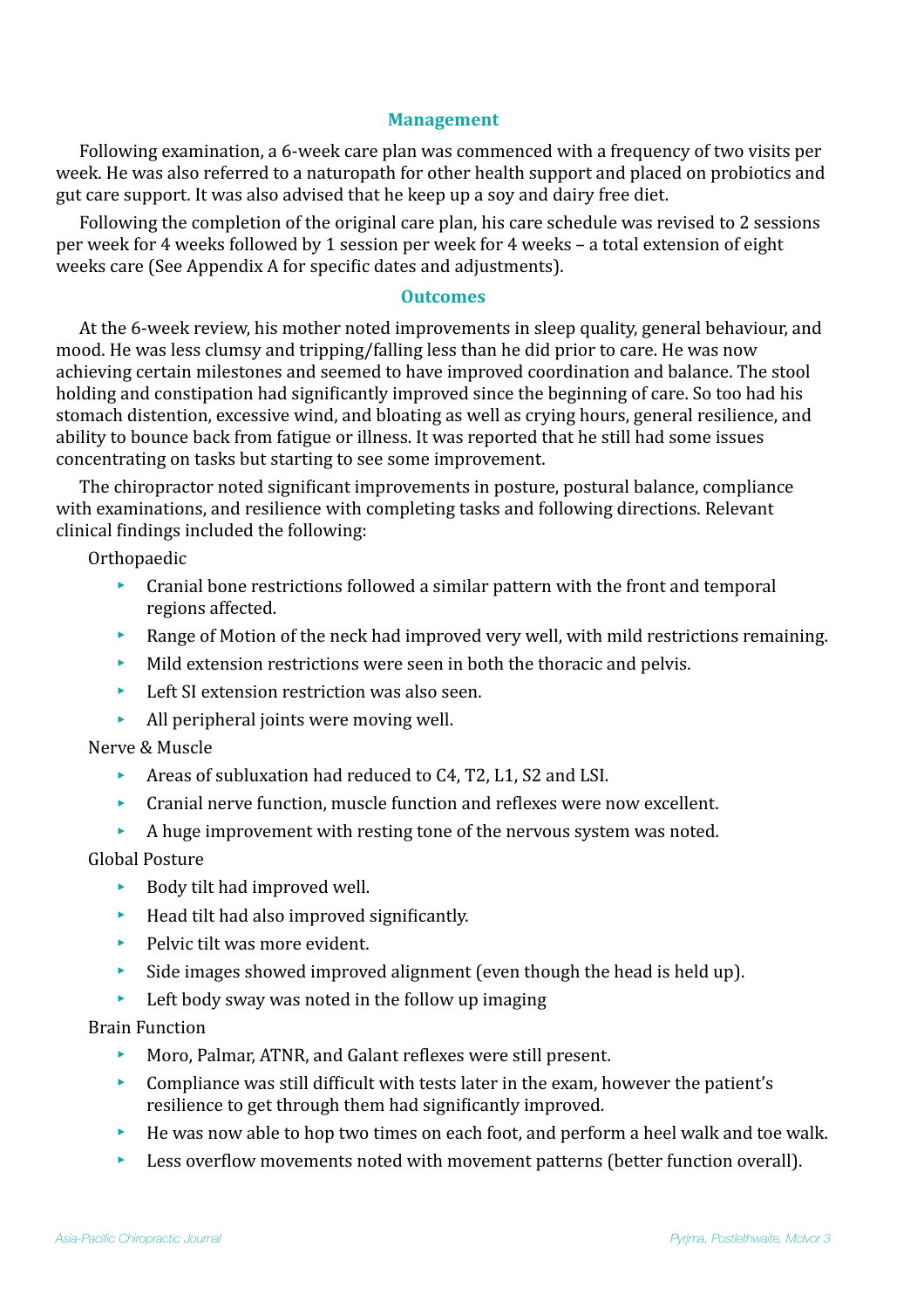## Management

Following examination, a 6-week care plan was commenced with a frequency of two visits per week. He was also referred to a naturopath for other health support and placed on probiotics and gut care support. It was also advised that he keep up a soy and dairy free diet.

Following the completion of the original care plan, his care schedule was revised to 2 sessions per week for 4 weeks followed by 1 session per week for 4 weeks – a total extension of eight weeks care (See Appendix A for specific dates and adjustments).

## Outcomes

At the 6-week review, his mother noted improvements in sleep quality, general behaviour, and mood. He was less clumsy and tripping/falling less than he did prior to care. He was now achieving certain milestones and seemed to have improved coordination and balance. The stool holding and constipation had significantly improved since the beginning of care. So too had his stomach distention, excessive wind, and bloating as well as crying hours, general resilience, and ability to bounce back from fatigue or illness. It was reported that he still had some issues concentrating on tasks but starting to see some improvement.

The chiropractor noted significant improvements in posture, postural balance, compliance with examinations, and resilience with completing tasks and following directions. Relevant clinical findings included the following:

Orthopaedic

- Cranial bone restrictions followed a similar pattern with the front and temporal regions affected.
- Range of Motion of the neck had improved very well, with mild restrictions remaining.
- Mild extension restrictions were seen in both the thoracic and pelvis.
- Left SI extension restriction was also seen.
- All peripheral joints were moving well.

Nerve & Muscle

- Areas of subluxation had reduced to C4, T2, L1, S2 and LSI.
- Cranial nerve function, muscle function and reflexes were now excellent.
- A huge improvement with resting tone of the nervous system was noted.

Global Posture

- Body tilt had improved well.
- Head tilt had also improved significantly.
- Pelvic tilt was more evident.
- Side images showed improved alignment (even though the head is held up).
- Left body sway was noted in the follow up imaging

Brain Function

- Moro, Palmar, ATNR, and Galant reflexes were still present.
- Compliance was still difficult with tests later in the exam, however the patient's resilience to get through them had significantly improved.
- He was now able to hop two times on each foot, and perform a heel walk and toe walk.
- Less overflow movements noted with movement patterns (better function overall).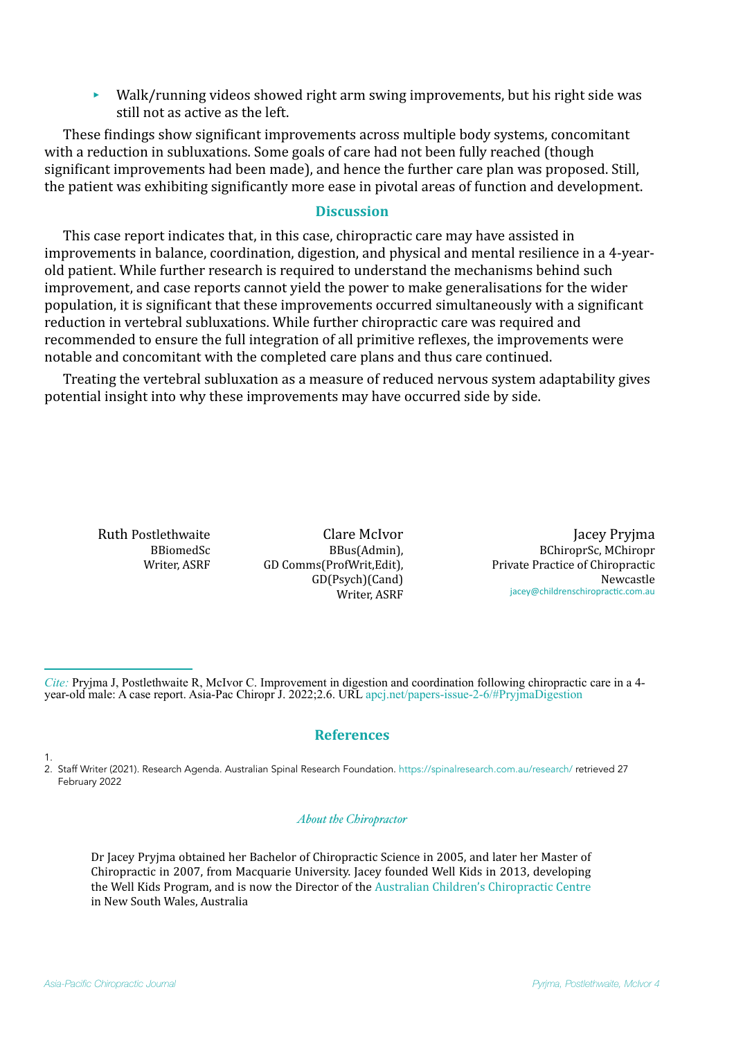- Walk/running videos showed right arm swing improvements, but his right side was still not as active as the left.

These findings show significant improvements across multiple body systems, concomitant with a reduction in subluxations. Some goals of care had not been fully reached (though significant improvements had been made), and hence the further care plan was proposed. Still, the patient was exhibiting significantly more ease in pivotal areas of function and development.

## Discussion

This case report indicates that, in this case, chiropractic care may have assisted in improvements in balance, coordination, digestion, and physical and mental resilience in a 4-year-old patient. While further research is required to understand the mechanisms behind such improvement, and case reports cannot yield the power to make generalisations for the wider population, it is significant that these improvements occurred simultaneously with a significant reduction in vertebral subluxations. While further chiropractic care was required and recommended to ensure the full integration of all primitive reflexes, the improvements were notable and concomitant with the completed care plans and thus care continued.

Treating the vertebral subluxation as a measure of reduced nervous system adaptability gives potential insight into why these improvements may have occurred side by side.

Ruth Postlethwaite
BBiomedSc
Writer, ASRF

Clare McIvor
BBus(Admin),
GD Comms(ProfWrit,Edit),
GD(Psych)(Cand)
Writer, ASRF

Jacey Pryjma
BChiroprSc, MChiropr
Private Practice of Chiropractic
Newcastle
jacey@childrenschiropractic.com.au

---

*Cite:* Pryjma J, Postlethwaite R, McIvor C. Improvement in digestion and coordination following chiropractic care in a 4-year-old male: A case report. Asia-Pac Chiropr J. 2022;2.6. URL apcj.net/papers-issue-2-6/#PryjmaDigestion

## References

1.
2. Staff Writer (2021). Research Agenda. Australian Spinal Research Foundation. https://spinalresearch.com.au/research/ retrieved 27 February 2022

### *About the Chiropractor*

Dr Jacey Pryjma obtained her Bachelor of Chiropractic Science in 2005, and later her Master of Chiropractic in 2007, from Macquarie University. Jacey founded Well Kids in 2013, developing the Well Kids Program, and is now the Director of the Australian Children's Chiropractic Centre in New South Wales, Australia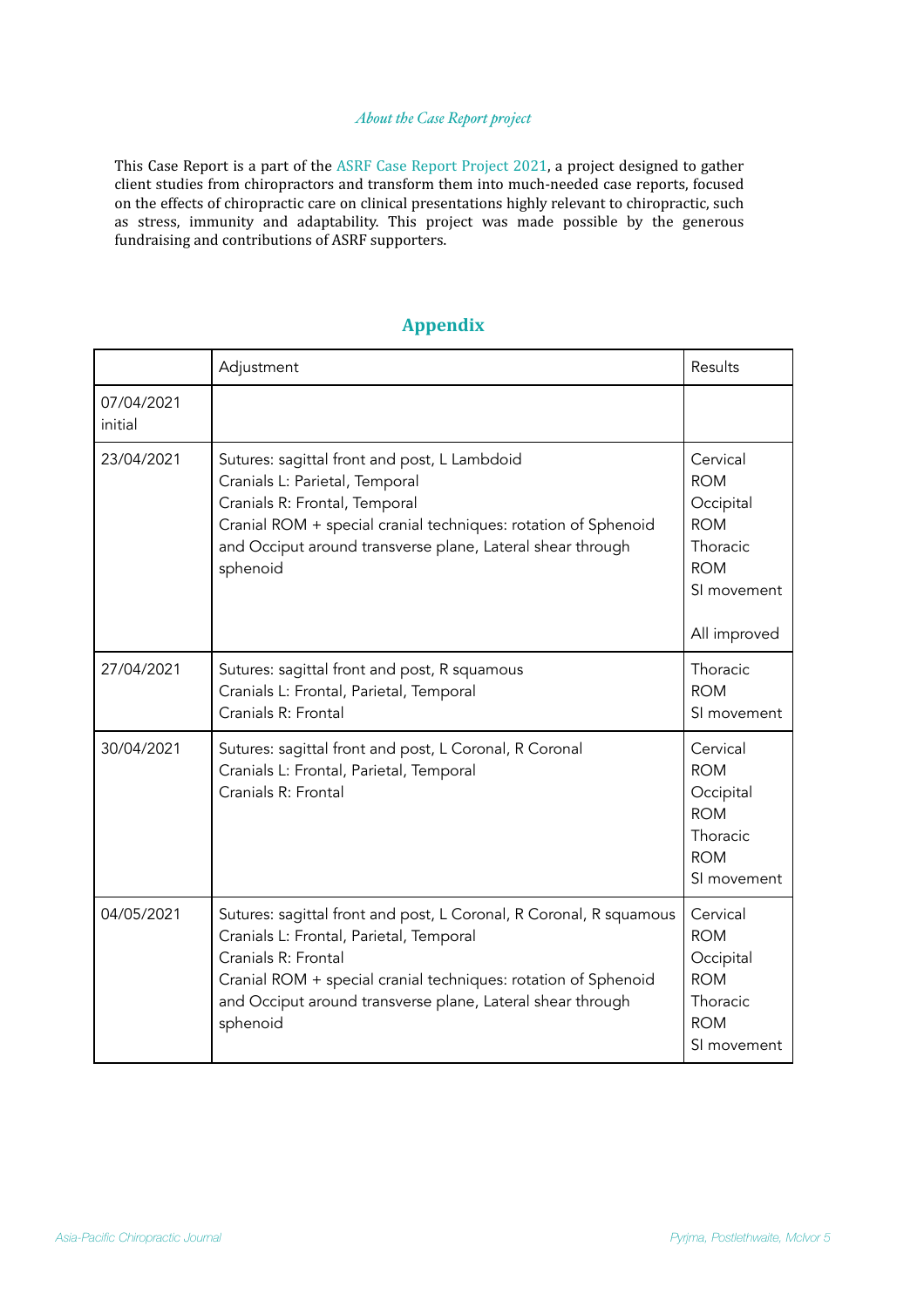*About the Case Report project*

This Case Report is a part of the ASRF Case Report Project 2021, a project designed to gather client studies from chiropractors and transform them into much-needed case reports, focused on the effects of chiropractic care on clinical presentations highly relevant to chiropractic, such as stress, immunity and adaptability. This project was made possible by the generous fundraising and contributions of ASRF supporters.

## Appendix

| | Adjustment | Results |
|---|---|---|
| 07/04/2021 initial | | |
| 23/04/2021 | Sutures: sagittal front and post, L Lambdoid<br>Cranials L: Parietal, Temporal<br>Cranials R: Frontal, Temporal<br>Cranial ROM + special cranial techniques: rotation of Sphenoid and Occiput around transverse plane, Lateral shear through sphenoid | Cervical ROM<br>Occipital ROM<br>Thoracic ROM<br>SI movement<br><br>All improved |
| 27/04/2021 | Sutures: sagittal front and post, R squamous<br>Cranials L: Frontal, Parietal, Temporal<br>Cranials R: Frontal | Thoracic ROM<br>SI movement |
| 30/04/2021 | Sutures: sagittal front and post, L Coronal, R Coronal<br>Cranials L: Frontal, Parietal, Temporal<br>Cranials R: Frontal | Cervical ROM<br>Occipital ROM<br>Thoracic ROM<br>SI movement |
| 04/05/2021 | Sutures: sagittal front and post, L Coronal, R Coronal, R squamous<br>Cranials L: Frontal, Parietal, Temporal<br>Cranials R: Frontal<br>Cranial ROM + special cranial techniques: rotation of Sphenoid and Occiput around transverse plane, Lateral shear through sphenoid | Cervical ROM<br>Occipital ROM<br>Thoracic ROM<br>SI movement |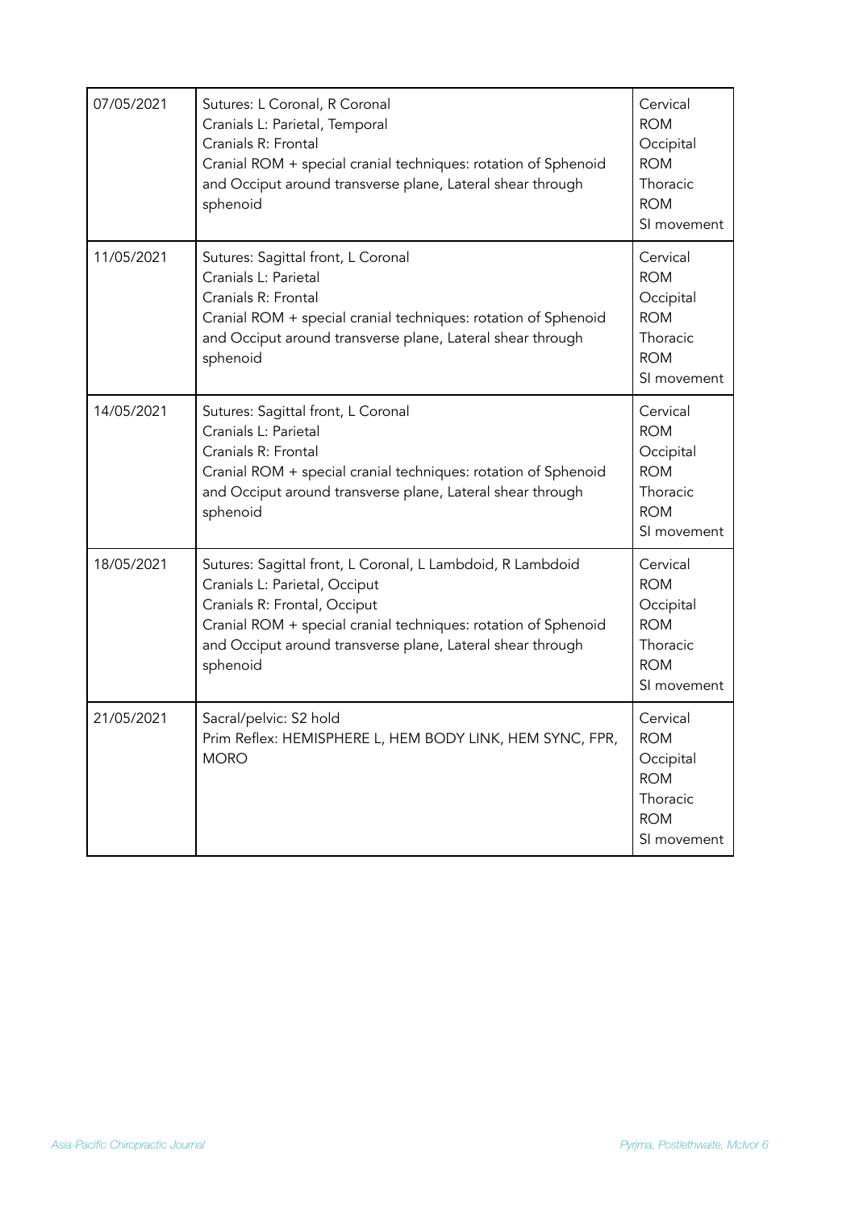| 07/05/2021 | Sutures: L Coronal, R Coronal<br>Cranials L: Parietal, Temporal<br>Cranials R: Frontal<br>Cranial ROM + special cranial techniques: rotation of Sphenoid and Occiput around transverse plane, Lateral shear through sphenoid | Cervical ROM<br>Occipital ROM<br>Thoracic ROM<br>SI movement |
|---|---|---|
| 11/05/2021 | Sutures: Sagittal front, L Coronal<br>Cranials L: Parietal<br>Cranials R: Frontal<br>Cranial ROM + special cranial techniques: rotation of Sphenoid and Occiput around transverse plane, Lateral shear through sphenoid | Cervical ROM<br>Occipital ROM<br>Thoracic ROM<br>SI movement |
| 14/05/2021 | Sutures: Sagittal front, L Coronal<br>Cranials L: Parietal<br>Cranials R: Frontal<br>Cranial ROM + special cranial techniques: rotation of Sphenoid and Occiput around transverse plane, Lateral shear through sphenoid | Cervical ROM<br>Occipital ROM<br>Thoracic ROM<br>SI movement |
| 18/05/2021 | Sutures: Sagittal front, L Coronal, L Lambdoid, R Lambdoid<br>Cranials L: Parietal, Occiput<br>Cranials R: Frontal, Occiput<br>Cranial ROM + special cranial techniques: rotation of Sphenoid and Occiput around transverse plane, Lateral shear through sphenoid | Cervical ROM<br>Occipital ROM<br>Thoracic ROM<br>SI movement |
| 21/05/2021 | Sacral/pelvic: S2 hold<br>Prim Reflex: HEMISPHERE L, HEM BODY LINK, HEM SYNC, FPR, MORO | Cervical ROM<br>Occipital ROM<br>Thoracic ROM<br>SI movement |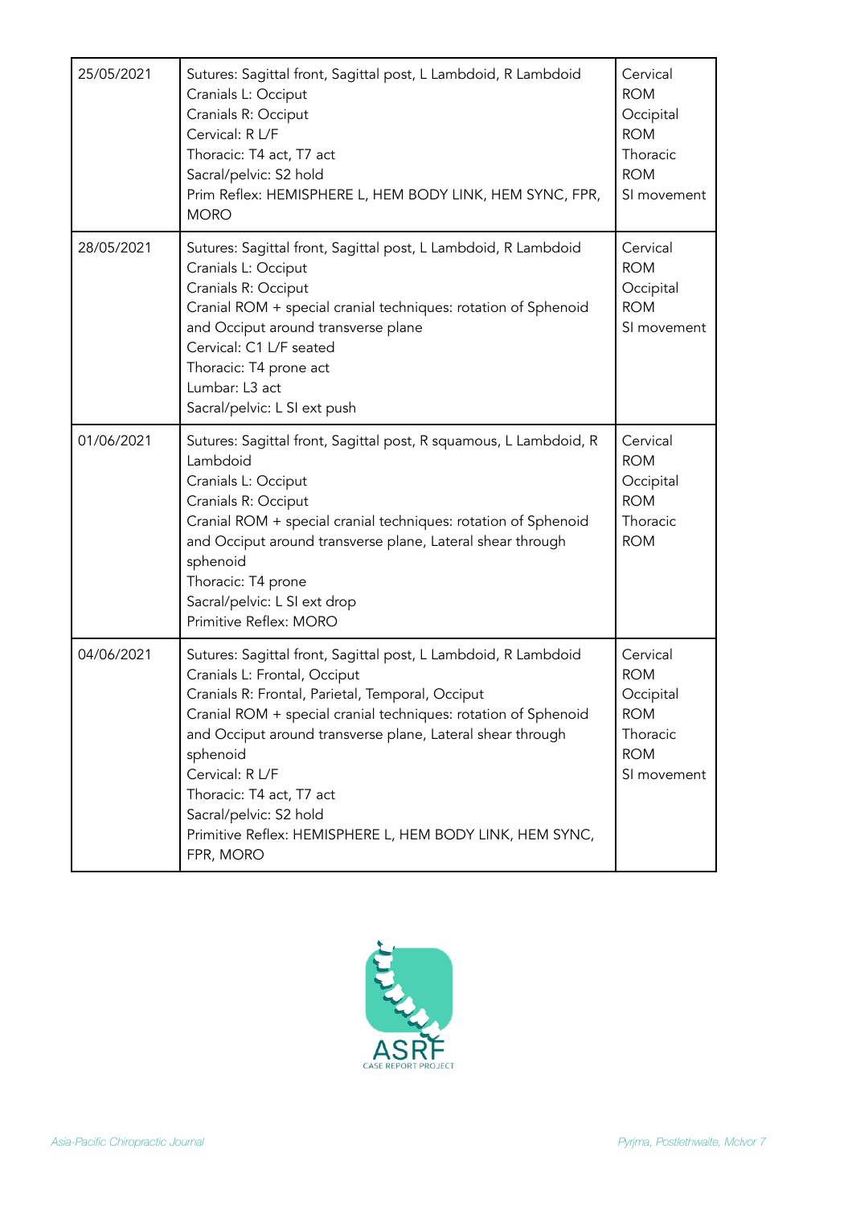| | | |
|---|---|---|
| 25/05/2021 | Sutures: Sagittal front, Sagittal post, L Lambdoid, R Lambdoid<br>Cranials L: Occiput<br>Cranials R: Occiput<br>Cervical: R L/F<br>Thoracic: T4 act, T7 act<br>Sacral/pelvic: S2 hold<br>Prim Reflex: HEMISPHERE L, HEM BODY LINK, HEM SYNC, FPR, MORO | Cervical ROM<br>Occipital ROM<br>Thoracic ROM<br>SI movement |
| 28/05/2021 | Sutures: Sagittal front, Sagittal post, L Lambdoid, R Lambdoid<br>Cranials L: Occiput<br>Cranials R: Occiput<br>Cranial ROM + special cranial techniques: rotation of Sphenoid and Occiput around transverse plane<br>Cervical: C1 L/F seated<br>Thoracic: T4 prone act<br>Lumbar: L3 act<br>Sacral/pelvic: L SI ext push | Cervical ROM<br>Occipital ROM<br>SI movement |
| 01/06/2021 | Sutures: Sagittal front, Sagittal post, R squamous, L Lambdoid, R Lambdoid<br>Cranials L: Occiput<br>Cranials R: Occiput<br>Cranial ROM + special cranial techniques: rotation of Sphenoid and Occiput around transverse plane, Lateral shear through sphenoid<br>Thoracic: T4 prone<br>Sacral/pelvic: L SI ext drop<br>Primitive Reflex: MORO | Cervical ROM<br>Occipital ROM<br>Thoracic ROM |
| 04/06/2021 | Sutures: Sagittal front, Sagittal post, L Lambdoid, R Lambdoid<br>Cranials L: Frontal, Occiput<br>Cranials R: Frontal, Parietal, Temporal, Occiput<br>Cranial ROM + special cranial techniques: rotation of Sphenoid and Occiput around transverse plane, Lateral shear through sphenoid<br>Cervical: R L/F<br>Thoracic: T4 act, T7 act<br>Sacral/pelvic: S2 hold<br>Primitive Reflex: HEMISPHERE L, HEM BODY LINK, HEM SYNC, FPR, MORO | Cervical ROM<br>Occipital ROM<br>Thoracic ROM<br>SI movement |

ASRF
CASE REPORT PROJECT